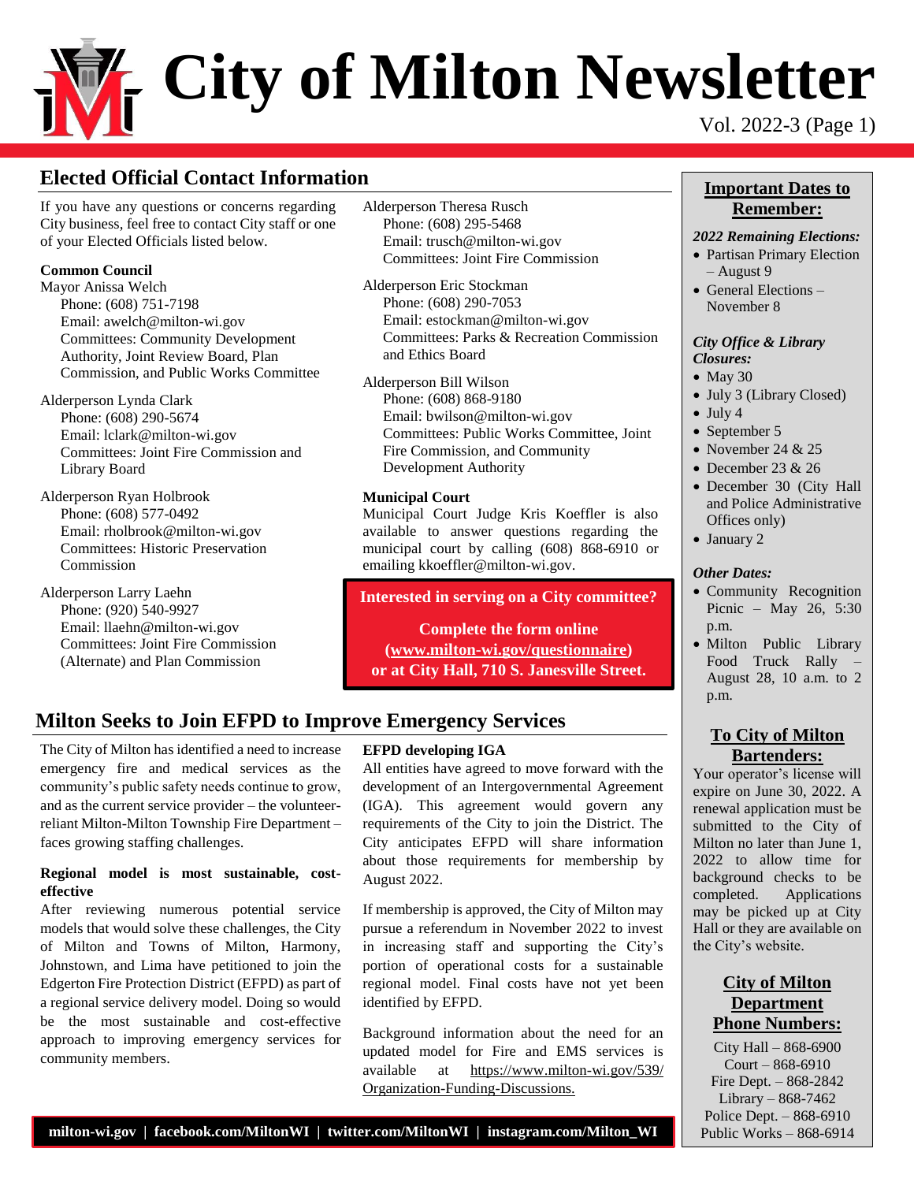# City of Milton Newsletter

Vol. 2022-3 (Page 1)

## Elected Official Contact Information

If you have any questions or concerns regarding City business, feel free to contact City staff or one of your Elected Officials listed below.

**Common Council**

Mayor Anissa Welch
Phone: (608) 751-7198
Email: awelch@milton-wi.gov
Committees: Community Development Authority, Joint Review Board, Plan Commission, and Public Works Committee

Alderperson Lynda Clark
Phone: (608) 290-5674
Email: lclark@milton-wi.gov
Committees: Joint Fire Commission and Library Board

Alderperson Ryan Holbrook
Phone: (608) 577-0492
Email: rholbrook@milton-wi.gov
Committees: Historic Preservation Commission

Alderperson Larry Laehn
Phone: (920) 540-9927
Email: llaehn@milton-wi.gov
Committees: Joint Fire Commission (Alternate) and Plan Commission

Alderperson Theresa Rusch
Phone: (608) 295-5468
Email: trusch@milton-wi.gov
Committees: Joint Fire Commission

Alderperson Eric Stockman
Phone: (608) 290-7053
Email: estockman@milton-wi.gov
Committees: Parks & Recreation Commission and Ethics Board

Alderperson Bill Wilson
Phone: (608) 868-9180
Email: bwilson@milton-wi.gov
Committees: Public Works Committee, Joint Fire Commission, and Community Development Authority

**Municipal Court**

Municipal Court Judge Kris Koeffler is also available to answer questions regarding the municipal court by calling (608) 868-6910 or emailing kkoeffler@milton-wi.gov.

**Interested in serving on a City committee?**

**Complete the form online (www.milton-wi.gov/questionnaire) or at City Hall, 710 S. Janesville Street.**

## Milton Seeks to Join EFPD to Improve Emergency Services

The City of Milton has identified a need to increase emergency fire and medical services as the community's public safety needs continue to grow, and as the current service provider – the volunteer-reliant Milton-Milton Township Fire Department – faces growing staffing challenges.

**Regional model is most sustainable, cost-effective**

After reviewing numerous potential service models that would solve these challenges, the City of Milton and Towns of Milton, Harmony, Johnstown, and Lima have petitioned to join the Edgerton Fire Protection District (EFPD) as part of a regional service delivery model. Doing so would be the most sustainable and cost-effective approach to improving emergency services for community members.

**EFPD developing IGA**

All entities have agreed to move forward with the development of an Intergovernmental Agreement (IGA). This agreement would govern any requirements of the City to join the District. The City anticipates EFPD will share information about those requirements for membership by August 2022.

If membership is approved, the City of Milton may pursue a referendum in November 2022 to invest in increasing staff and supporting the City's portion of operational costs for a sustainable regional model. Final costs have not yet been identified by EFPD.

Background information about the need for an updated model for Fire and EMS services is available at https://www.milton-wi.gov/539/Organization-Funding-Discussions.

**milton-wi.gov | facebook.com/MiltonWI | twitter.com/MiltonWI | instagram.com/Milton_WI**

## Important Dates to Remember:

***2022 Remaining Elections:***

- Partisan Primary Election – August 9
- General Elections – November 8

***City Office & Library Closures:***

- May 30
- July 3 (Library Closed)
- July 4
- September 5
- November 24 & 25
- December 23 & 26
- December 30 (City Hall and Police Administrative Offices only)
- January 2

***Other Dates:***

- Community Recognition Picnic – May 26, 5:30 p.m.
- Milton Public Library Food Truck Rally – August 28, 10 a.m. to 2 p.m.

## To City of Milton Bartenders:

Your operator's license will expire on June 30, 2022. A renewal application must be submitted to the City of Milton no later than June 1, 2022 to allow time for background checks to be completed. Applications may be picked up at City Hall or they are available on the City's website.

## City of Milton Department Phone Numbers:

City Hall – 868-6900
Court – 868-6910
Fire Dept. – 868-2842
Library – 868-7462
Police Dept. – 868-6910
Public Works – 868-6914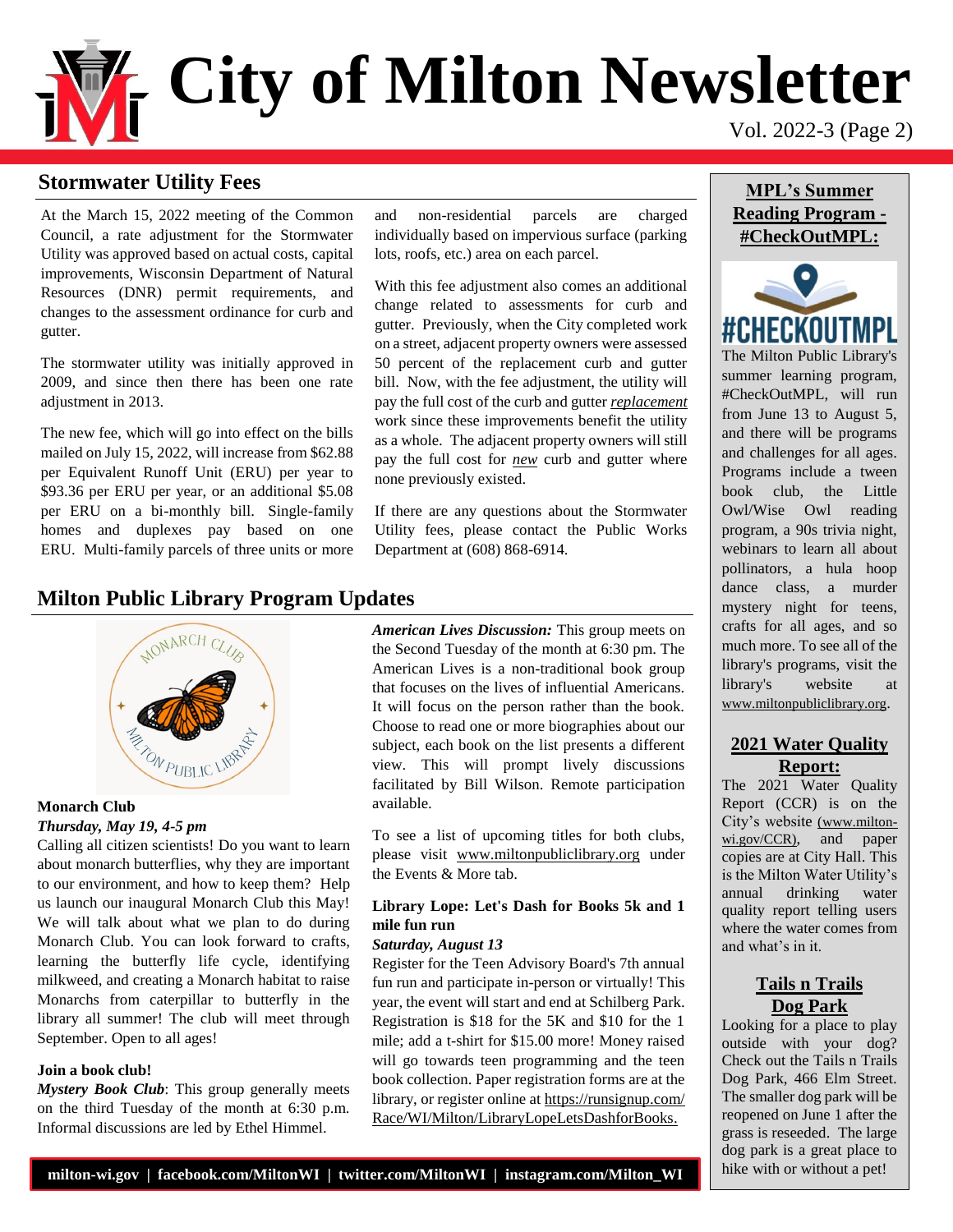# City of Milton Newsletter

## Stormwater Utility Fees

At the March 15, 2022 meeting of the Common Council, a rate adjustment for the Stormwater Utility was approved based on actual costs, capital improvements, Wisconsin Department of Natural Resources (DNR) permit requirements, and changes to the assessment ordinance for curb and gutter.

The stormwater utility was initially approved in 2009, and since then there has been one rate adjustment in 2013.

The new fee, which will go into effect on the bills mailed on July 15, 2022, will increase from $62.88 per Equivalent Runoff Unit (ERU) per year to $93.36 per ERU per year, or an additional $5.08 per ERU on a bi-monthly bill. Single-family homes and duplexes pay based on one ERU. Multi-family parcels of three units or more and non-residential parcels are charged individually based on impervious surface (parking lots, roofs, etc.) area on each parcel.

With this fee adjustment also comes an additional change related to assessments for curb and gutter. Previously, when the City completed work on a street, adjacent property owners were assessed 50 percent of the replacement curb and gutter bill. Now, with the fee adjustment, the utility will pay the full cost of the curb and gutter ***replacement*** work since these improvements benefit the utility as a whole. The adjacent property owners will still pay the full cost for ***new*** curb and gutter where none previously existed.

If there are any questions about the Stormwater Utility fees, please contact the Public Works Department at (608) 868-6914.

## Milton Public Library Program Updates

**Monarch Club**
***Thursday, May 19, 4-5 pm***
Calling all citizen scientists! Do you want to learn about monarch butterflies, why they are important to our environment, and how to keep them? Help us launch our inaugural Monarch Club this May! We will talk about what we plan to do during Monarch Club. You can look forward to crafts, learning the butterfly life cycle, identifying milkweed, and creating a Monarch habitat to raise Monarchs from caterpillar to butterfly in the library all summer! The club will meet through September. Open to all ages!

**Join a book club!**
***Mystery Book Club***: This group generally meets on the third Tuesday of the month at 6:30 p.m. Informal discussions are led by Ethel Himmel.

***American Lives Discussion:*** This group meets on the Second Tuesday of the month at 6:30 pm. The American Lives is a non-traditional book group that focuses on the lives of influential Americans. It will focus on the person rather than the book. Choose to read one or more biographies about our subject, each book on the list presents a different view. This will prompt lively discussions facilitated by Bill Wilson. Remote participation available.

To see a list of upcoming titles for both clubs, please visit www.miltonpubliclibrary.org under the Events & More tab.

**Library Lope: Let's Dash for Books 5k and 1 mile fun run**
***Saturday, August 13***
Register for the Teen Advisory Board's 7th annual fun run and participate in-person or virtually! This year, the event will start and end at Schilberg Park. Registration is $18 for the 5K and $10 for the 1 mile; add a t-shirt for $15.00 more! Money raised will go towards teen programming and the teen book collection. Paper registration forms are at the library, or register online at https://runsignup.com/Race/WI/Milton/LibraryLopeLetsDashforBooks.

## MPL's Summer Reading Program - #CheckOutMPL:

The Milton Public Library's summer learning program, #CheckOutMPL, will run from June 13 to August 5, and there will be programs and challenges for all ages. Programs include a tween book club, the Little Owl/Wise Owl reading program, a 90s trivia night, webinars to learn all about pollinators, a hula hoop dance class, a murder mystery night for teens, crafts for all ages, and so much more. To see all of the library's programs, visit the library's website at www.miltonpubliclibrary.org.

## 2021 Water Quality Report:

The 2021 Water Quality Report (CCR) is on the City's website (www.milton-wi.gov/CCR), and paper copies are at City Hall. This is the Milton Water Utility's annual drinking water quality report telling users where the water comes from and what's in it.

## Tails n Trails Dog Park

Looking for a place to play outside with your dog? Check out the Tails n Trails Dog Park, 466 Elm Street. The smaller dog park will be reopened on June 1 after the grass is reseeded. The large dog park is a great place to hike with or without a pet!

milton-wi.gov | facebook.com/MiltonWI | twitter.com/MiltonWI | instagram.com/Milton_WI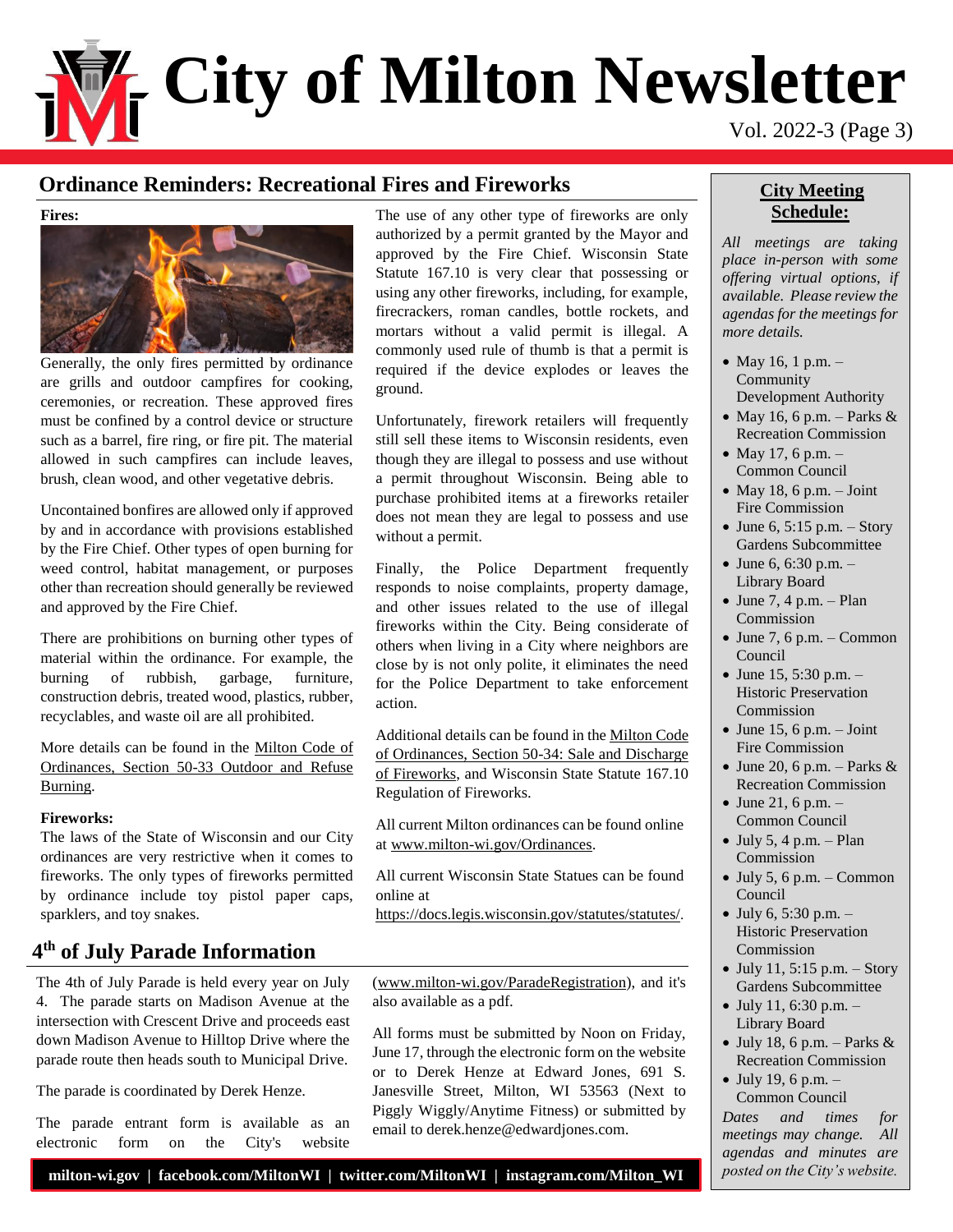# City of Milton Newsletter

## Ordinance Reminders: Recreational Fires and Fireworks

**Fires:**

Generally, the only fires permitted by ordinance are grills and outdoor campfires for cooking, ceremonies, or recreation. These approved fires must be confined by a control device or structure such as a barrel, fire ring, or fire pit. The material allowed in such campfires can include leaves, brush, clean wood, and other vegetative debris.

Uncontained bonfires are allowed only if approved by and in accordance with provisions established by the Fire Chief. Other types of open burning for weed control, habitat management, or purposes other than recreation should generally be reviewed and approved by the Fire Chief.

There are prohibitions on burning other types of material within the ordinance. For example, the burning of rubbish, garbage, furniture, construction debris, treated wood, plastics, rubber, recyclables, and waste oil are all prohibited.

More details can be found in the Milton Code of Ordinances, Section 50-33 Outdoor and Refuse Burning.

**Fireworks:**

The laws of the State of Wisconsin and our City ordinances are very restrictive when it comes to fireworks. The only types of fireworks permitted by ordinance include toy pistol paper caps, sparklers, and toy snakes.

The use of any other type of fireworks are only authorized by a permit granted by the Mayor and approved by the Fire Chief. Wisconsin State Statute 167.10 is very clear that possessing or using any other fireworks, including, for example, firecrackers, roman candles, bottle rockets, and mortars without a valid permit is illegal. A commonly used rule of thumb is that a permit is required if the device explodes or leaves the ground.

Unfortunately, firework retailers will frequently still sell these items to Wisconsin residents, even though they are illegal to possess and use without a permit throughout Wisconsin. Being able to purchase prohibited items at a fireworks retailer does not mean they are legal to possess and use without a permit.

Finally, the Police Department frequently responds to noise complaints, property damage, and other issues related to the use of illegal fireworks within the City. Being considerate of others when living in a City where neighbors are close by is not only polite, it eliminates the need for the Police Department to take enforcement action.

Additional details can be found in the Milton Code of Ordinances, Section 50-34: Sale and Discharge of Fireworks, and Wisconsin State Statute 167.10 Regulation of Fireworks.

All current Milton ordinances can be found online at www.milton-wi.gov/Ordinances.

All current Wisconsin State Statues can be found online at https://docs.legis.wisconsin.gov/statutes/statutes/.

## 4th of July Parade Information

The 4th of July Parade is held every year on July 4. The parade starts on Madison Avenue at the intersection with Crescent Drive and proceeds east down Madison Avenue to Hilltop Drive where the parade route then heads south to Municipal Drive.

The parade is coordinated by Derek Henze.

The parade entrant form is available as an electronic form on the City's website (www.milton-wi.gov/ParadeRegistration), and it's also available as a pdf.

All forms must be submitted by Noon on Friday, June 17, through the electronic form on the website or to Derek Henze at Edward Jones, 691 S. Janesville Street, Milton, WI 53563 (Next to Piggly Wiggly/Anytime Fitness) or submitted by email to derek.henze@edwardjones.com.

## City Meeting Schedule:

*All meetings are taking place in-person with some offering virtual options, if available. Please review the agendas for the meetings for more details.*

- May 16, 1 p.m. – Community Development Authority
- May 16, 6 p.m. – Parks & Recreation Commission
- May 17, 6 p.m. – Common Council
- May 18, 6 p.m. – Joint Fire Commission
- June 6, 5:15 p.m. – Story Gardens Subcommittee
- June 6, 6:30 p.m. – Library Board
- June 7, 4 p.m. – Plan Commission
- June 7, 6 p.m. – Common Council
- June 15, 5:30 p.m. – Historic Preservation Commission
- June 15, 6 p.m. – Joint Fire Commission
- June 20, 6 p.m. – Parks & Recreation Commission
- June 21, 6 p.m. – Common Council
- July 5, 4 p.m. – Plan Commission
- July 5, 6 p.m. – Common Council
- July 6, 5:30 p.m. – Historic Preservation Commission
- July 11, 5:15 p.m. – Story Gardens Subcommittee
- July 11, 6:30 p.m. – Library Board
- July 18, 6 p.m. – Parks & Recreation Commission
- July 19, 6 p.m. – Common Council

*Dates and times for meetings may change. All agendas and minutes are posted on the City's website.*

**milton-wi.gov | facebook.com/MiltonWI | twitter.com/MiltonWI | instagram.com/Milton_WI**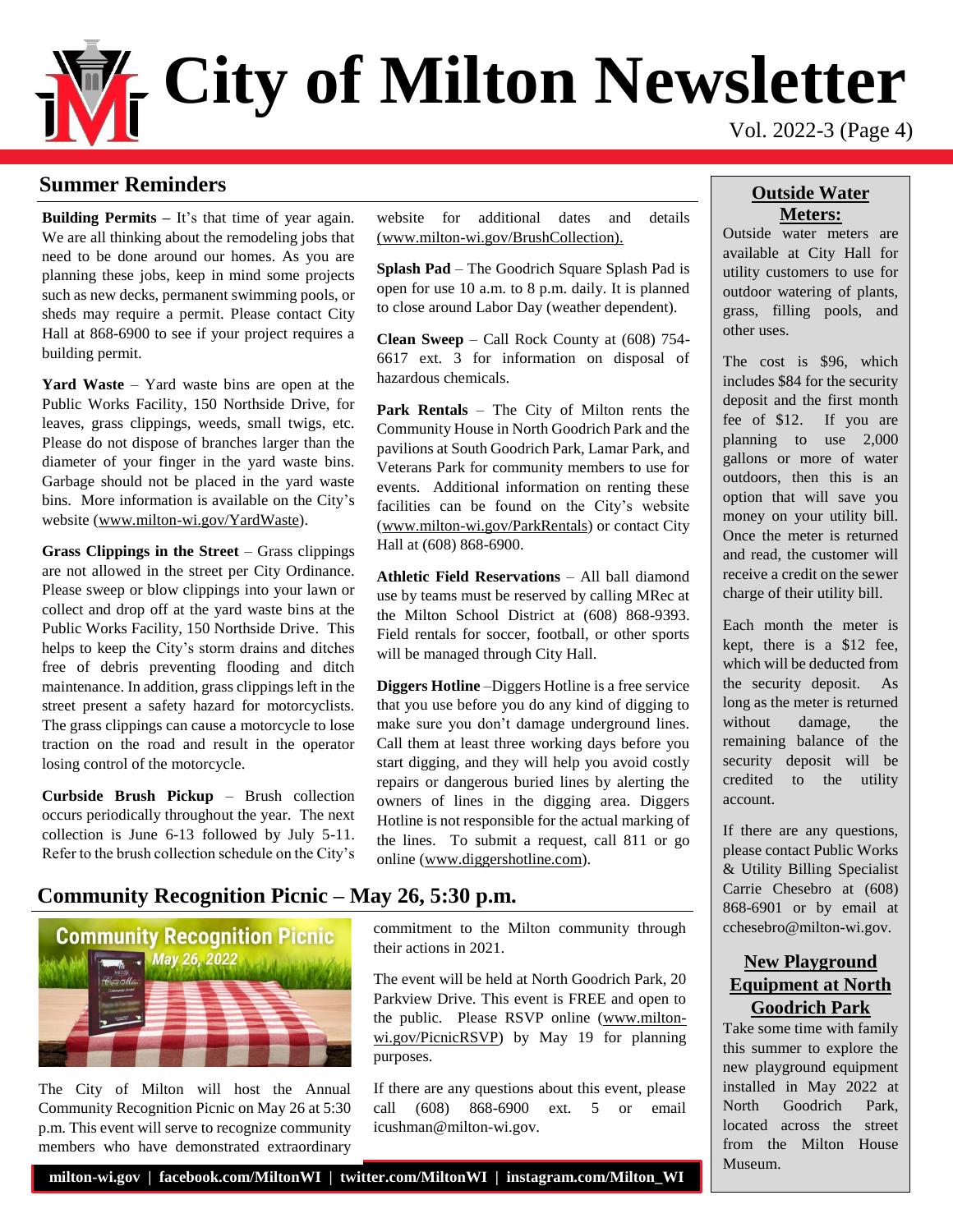# City of Milton Newsletter

## Summer Reminders

**Building Permits –** It's that time of year again. We are all thinking about the remodeling jobs that need to be done around our homes. As you are planning these jobs, keep in mind some projects such as new decks, permanent swimming pools, or sheds may require a permit. Please contact City Hall at 868-6900 to see if your project requires a building permit.

**Yard Waste** – Yard waste bins are open at the Public Works Facility, 150 Northside Drive, for leaves, grass clippings, weeds, small twigs, etc. Please do not dispose of branches larger than the diameter of your finger in the yard waste bins. Garbage should not be placed in the yard waste bins. More information is available on the City's website (www.milton-wi.gov/YardWaste).

**Grass Clippings in the Street** – Grass clippings are not allowed in the street per City Ordinance. Please sweep or blow clippings into your lawn or collect and drop off at the yard waste bins at the Public Works Facility, 150 Northside Drive. This helps to keep the City's storm drains and ditches free of debris preventing flooding and ditch maintenance. In addition, grass clippings left in the street present a safety hazard for motorcyclists. The grass clippings can cause a motorcycle to lose traction on the road and result in the operator losing control of the motorcycle.

**Curbside Brush Pickup** – Brush collection occurs periodically throughout the year. The next collection is June 6-13 followed by July 5-11. Refer to the brush collection schedule on the City's website for additional dates and details (www.milton-wi.gov/BrushCollection).

**Splash Pad** – The Goodrich Square Splash Pad is open for use 10 a.m. to 8 p.m. daily. It is planned to close around Labor Day (weather dependent).

**Clean Sweep** – Call Rock County at (608) 754-6617 ext. 3 for information on disposal of hazardous chemicals.

**Park Rentals** – The City of Milton rents the Community House in North Goodrich Park and the pavilions at South Goodrich Park, Lamar Park, and Veterans Park for community members to use for events. Additional information on renting these facilities can be found on the City's website (www.milton-wi.gov/ParkRentals) or contact City Hall at (608) 868-6900.

**Athletic Field Reservations** – All ball diamond use by teams must be reserved by calling MRec at the Milton School District at (608) 868-9393. Field rentals for soccer, football, or other sports will be managed through City Hall.

**Diggers Hotline** –Diggers Hotline is a free service that you use before you do any kind of digging to make sure you don't damage underground lines. Call them at least three working days before you start digging, and they will help you avoid costly repairs or dangerous buried lines by alerting the owners of lines in the digging area. Diggers Hotline is not responsible for the actual marking of the lines. To submit a request, call 811 or go online (www.diggershotline.com).

## Community Recognition Picnic – May 26, 5:30 p.m.

Community Recognition Picnic
*May 26, 2022*

The City of Milton will host the Annual Community Recognition Picnic on May 26 at 5:30 p.m. This event will serve to recognize community members who have demonstrated extraordinary commitment to the Milton community through their actions in 2021.

The event will be held at North Goodrich Park, 20 Parkview Drive. This event is FREE and open to the public. Please RSVP online (www.milton-wi.gov/PicnicRSVP) by May 19 for planning purposes.

If there are any questions about this event, please call (608) 868-6900 ext. 5 or email icushman@milton-wi.gov.

## Outside Water Meters:

Outside water meters are available at City Hall for utility customers to use for outdoor watering of plants, grass, filling pools, and other uses.

The cost is $96, which includes $84 for the security deposit and the first month fee of $12. If you are planning to use 2,000 gallons or more of water outdoors, then this is an option that will save you money on your utility bill. Once the meter is returned and read, the customer will receive a credit on the sewer charge of their utility bill.

Each month the meter is kept, there is a $12 fee, which will be deducted from the security deposit. As long as the meter is returned without damage, the remaining balance of the security deposit will be credited to the utility account.

If there are any questions, please contact Public Works & Utility Billing Specialist Carrie Chesebro at (608) 868-6901 or by email at cchesebro@milton-wi.gov.

## New Playground Equipment at North Goodrich Park

Take some time with family this summer to explore the new playground equipment installed in May 2022 at North Goodrich Park, located across the street from the Milton House Museum.

**milton-wi.gov | facebook.com/MiltonWI | twitter.com/MiltonWI | instagram.com/Milton_WI**